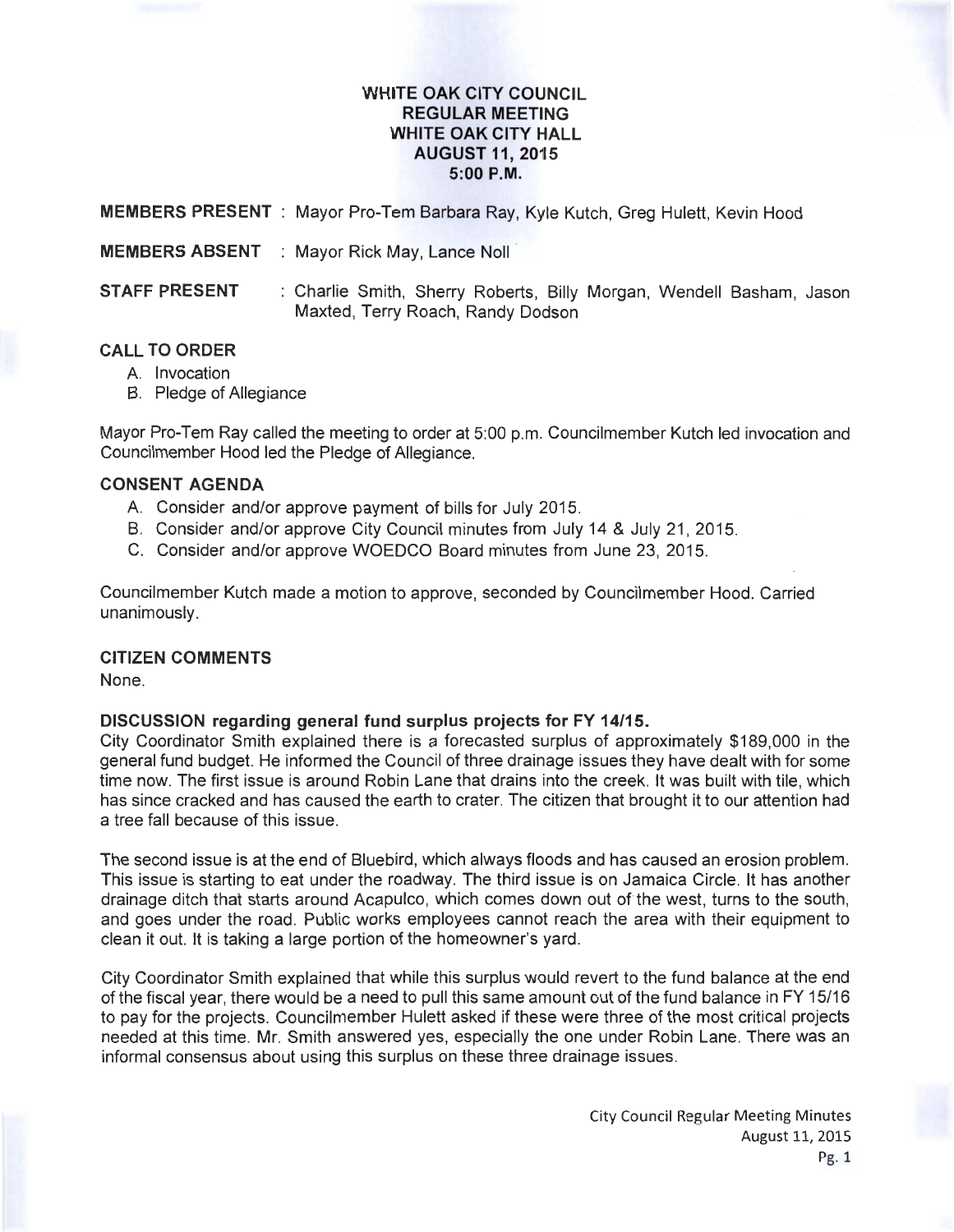# WHITE OAK CITY COUNCIL
## REGULAR MEETING
## WHITE OAK CITY HALL
## AUGUST 11, 2015
## 5:00 P.M.

**MEMBERS PRESENT** : Mayor Pro-Tem Barbara Ray, Kyle Kutch, Greg Hulett, Kevin Hood

**MEMBERS ABSENT** : Mayor Rick May, Lance Noll

**STAFF PRESENT** : Charlie Smith, Sherry Roberts, Billy Morgan, Wendell Basham, Jason Maxted, Terry Roach, Randy Dodson

### CALL TO ORDER

A. Invocation
B. Pledge of Allegiance

Mayor Pro-Tem Ray called the meeting to order at 5:00 p.m. Councilmember Kutch led invocation and Councilmember Hood led the Pledge of Allegiance.

### CONSENT AGENDA

A. Consider and/or approve payment of bills for July 2015.
B. Consider and/or approve City Council minutes from July 14 & July 21, 2015.
C. Consider and/or approve WOEDCO Board minutes from June 23, 2015.

Councilmember Kutch made a motion to approve, seconded by Councilmember Hood. Carried unanimously.

### CITIZEN COMMENTS

None.

### DISCUSSION regarding general fund surplus projects for FY 14/15.

City Coordinator Smith explained there is a forecasted surplus of approximately $189,000 in the general fund budget. He informed the Council of three drainage issues they have dealt with for some time now. The first issue is around Robin Lane that drains into the creek. It was built with tile, which has since cracked and has caused the earth to crater. The citizen that brought it to our attention had a tree fall because of this issue.

The second issue is at the end of Bluebird, which always floods and has caused an erosion problem. This issue is starting to eat under the roadway. The third issue is on Jamaica Circle. It has another drainage ditch that starts around Acapulco, which comes down out of the west, turns to the south, and goes under the road. Public works employees cannot reach the area with their equipment to clean it out. It is taking a large portion of the homeowner's yard.

City Coordinator Smith explained that while this surplus would revert to the fund balance at the end of the fiscal year, there would be a need to pull this same amount out of the fund balance in FY 15/16 to pay for the projects. Councilmember Hulett asked if these were three of the most critical projects needed at this time. Mr. Smith answered yes, especially the one under Robin Lane. There was an informal consensus about using this surplus on these three drainage issues.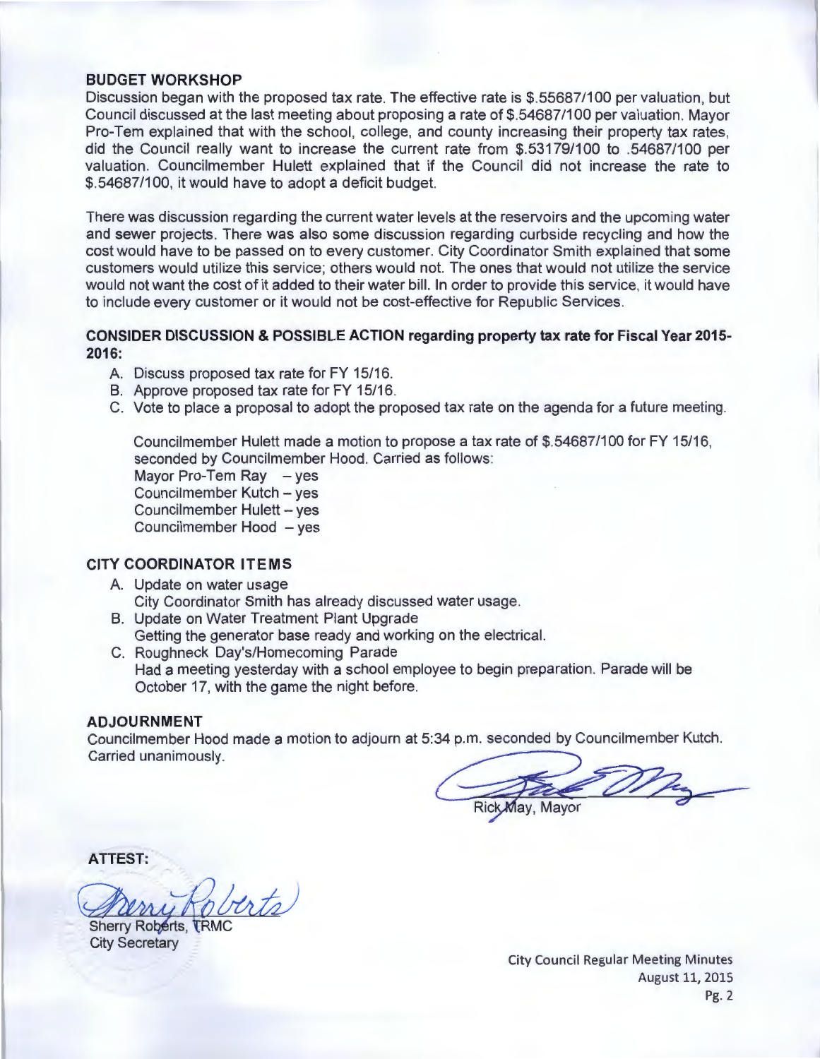## BUDGET WORKSHOP

Discussion began with the proposed tax rate. The effective rate is \$.55687/100 per valuation, but Council discussed at the last meeting about proposing a rate of \$.54687/100 per valuation. Mayor Pro-Tem explained that with the school, college, and county increasing their property tax rates, did the Council really want to increase the current rate from \$.53179/100 to .54687/100 per valuation. Councilmember Hulett explained that if the Council did not increase the rate to \$.54687/100, it would have to adopt a deficit budget.

There was discussion regarding the current water levels at the reservoirs and the upcoming water and sewer projects. There was also some discussion regarding curbside recycling and how the cost would have to be passed on to every customer. City Coordinator Smith explained that some customers would utilize this service; others would not. The ones that would not utilize the service would not want the cost of it added to their water bill. In order to provide this service, it would have to include every customer or it would not be cost-effective for Republic Services.

## CONSIDER DISCUSSION & POSSIBLE ACTION regarding property tax rate for Fiscal Year 2015-2016:

A. Discuss proposed tax rate for FY 15/16.
B. Approve proposed tax rate for FY 15/16.
C. Vote to place a proposal to adopt the proposed tax rate on the agenda for a future meeting.

Councilmember Hulett made a motion to propose a tax rate of \$.54687/100 for FY 15/16, seconded by Councilmember Hood. Carried as follows:
Mayor Pro-Tem Ray – yes
Councilmember Kutch – yes
Councilmember Hulett – yes
Councilmember Hood – yes

## CITY COORDINATOR ITEMS

A. Update on water usage
City Coordinator Smith has already discussed water usage.
B. Update on Water Treatment Plant Upgrade
Getting the generator base ready and working on the electrical.
C. Roughneck Day's/Homecoming Parade
Had a meeting yesterday with a school employee to begin preparation. Parade will be October 17, with the game the night before.

## ADJOURNMENT

Councilmember Hood made a motion to adjourn at 5:34 p.m. seconded by Councilmember Kutch. Carried unanimously.

Rick May, Mayor

ATTEST:

Sherry Roberts, TRMC
City Secretary

City Council Regular Meeting Minutes
August 11, 2015